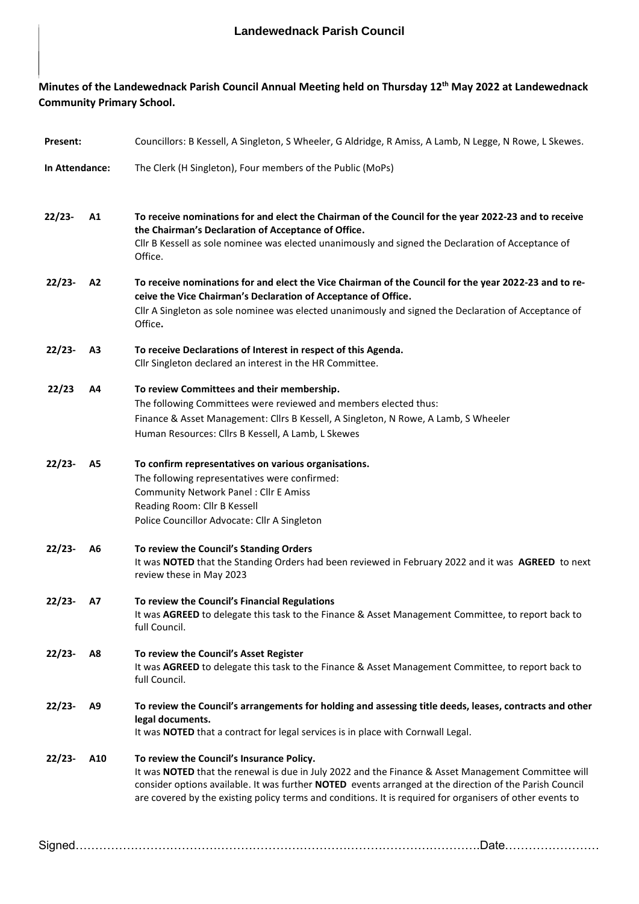# Landewednack Parish Council

**Minutes of the Landewednack Parish Council Annual Meeting held on Thursday 12th May 2022 at Landewednack Community Primary School.**

**Present:** Councillors: B Kessell, A Singleton, S Wheeler, G Aldridge, R Amiss, A Lamb, N Legge, N Rowe, L Skewes.

**In Attendance:** The Clerk (H Singleton), Four members of the Public (MoPs)

**22/23- A1** **To receive nominations for and elect the Chairman of the Council for the year 2022-23 and to receive the Chairman's Declaration of Acceptance of Office.**
Cllr B Kessell as sole nominee was elected unanimously and signed the Declaration of Acceptance of Office.

**22/23- A2** **To receive nominations for and elect the Vice Chairman of the Council for the year 2022-23 and to receive the Vice Chairman's Declaration of Acceptance of Office.**
Cllr A Singleton as sole nominee was elected unanimously and signed the Declaration of Acceptance of Office**.**

**22/23- A3** **To receive Declarations of Interest in respect of this Agenda.**
Cllr Singleton declared an interest in the HR Committee.

**22/23 A4** **To review Committees and their membership.**
The following Committees were reviewed and members elected thus:
Finance & Asset Management: Cllrs B Kessell, A Singleton, N Rowe, A Lamb, S Wheeler
Human Resources: Cllrs B Kessell, A Lamb, L Skewes

**22/23- A5** **To confirm representatives on various organisations.**
The following representatives were confirmed:
Community Network Panel : Cllr E Amiss
Reading Room: Cllr B Kessell
Police Councillor Advocate: Cllr A Singleton

**22/23- A6** **To review the Council's Standing Orders**
It was **NOTED** that the Standing Orders had been reviewed in February 2022 and it was **AGREED** to next review these in May 2023

**22/23- A7** **To review the Council's Financial Regulations**
It was **AGREED** to delegate this task to the Finance & Asset Management Committee, to report back to full Council.

**22/23- A8** **To review the Council's Asset Register**
It was **AGREED** to delegate this task to the Finance & Asset Management Committee, to report back to full Council.

**22/23- A9** **To review the Council's arrangements for holding and assessing title deeds, leases, contracts and other legal documents.**
It was **NOTED** that a contract for legal services is in place with Cornwall Legal.

**22/23- A10** **To review the Council's Insurance Policy.**
It was **NOTED** that the renewal is due in July 2022 and the Finance & Asset Management Committee will consider options available. It was further **NOTED** events arranged at the direction of the Parish Council are covered by the existing policy terms and conditions. It is required for organisers of other events to

Signed………………………………………………………………………………………….Date……………………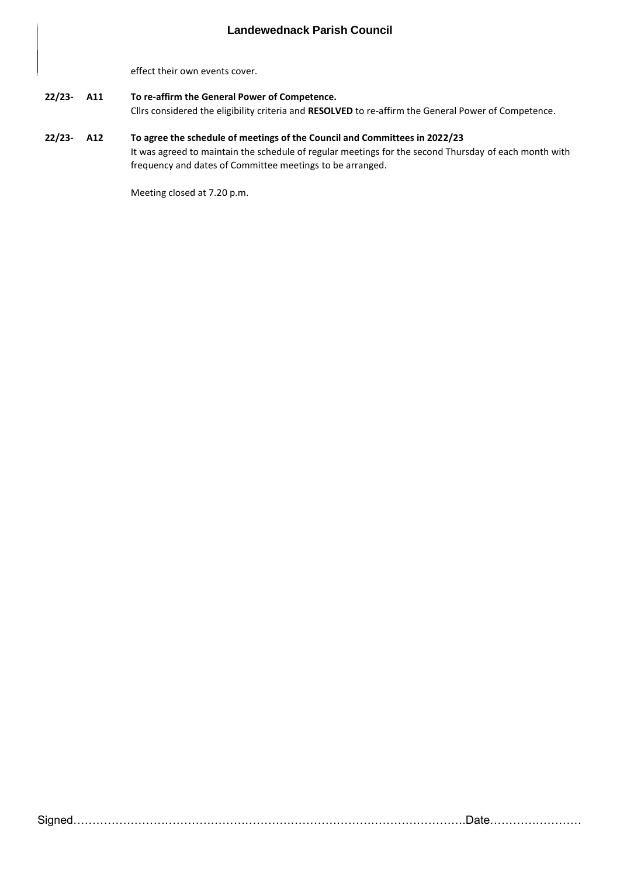effect their own events cover.

**22/23- A11 To re-affirm the General Power of Competence.**

Cllrs considered the eligibility criteria and **RESOLVED** to re-affirm the General Power of Competence.

**22/23- A12 To agree the schedule of meetings of the Council and Committees in 2022/23**

It was agreed to maintain the schedule of regular meetings for the second Thursday of each month with frequency and dates of Committee meetings to be arranged.

Meeting closed at 7.20 p.m.

Signed…………………………………………………………………………………….Date……………………